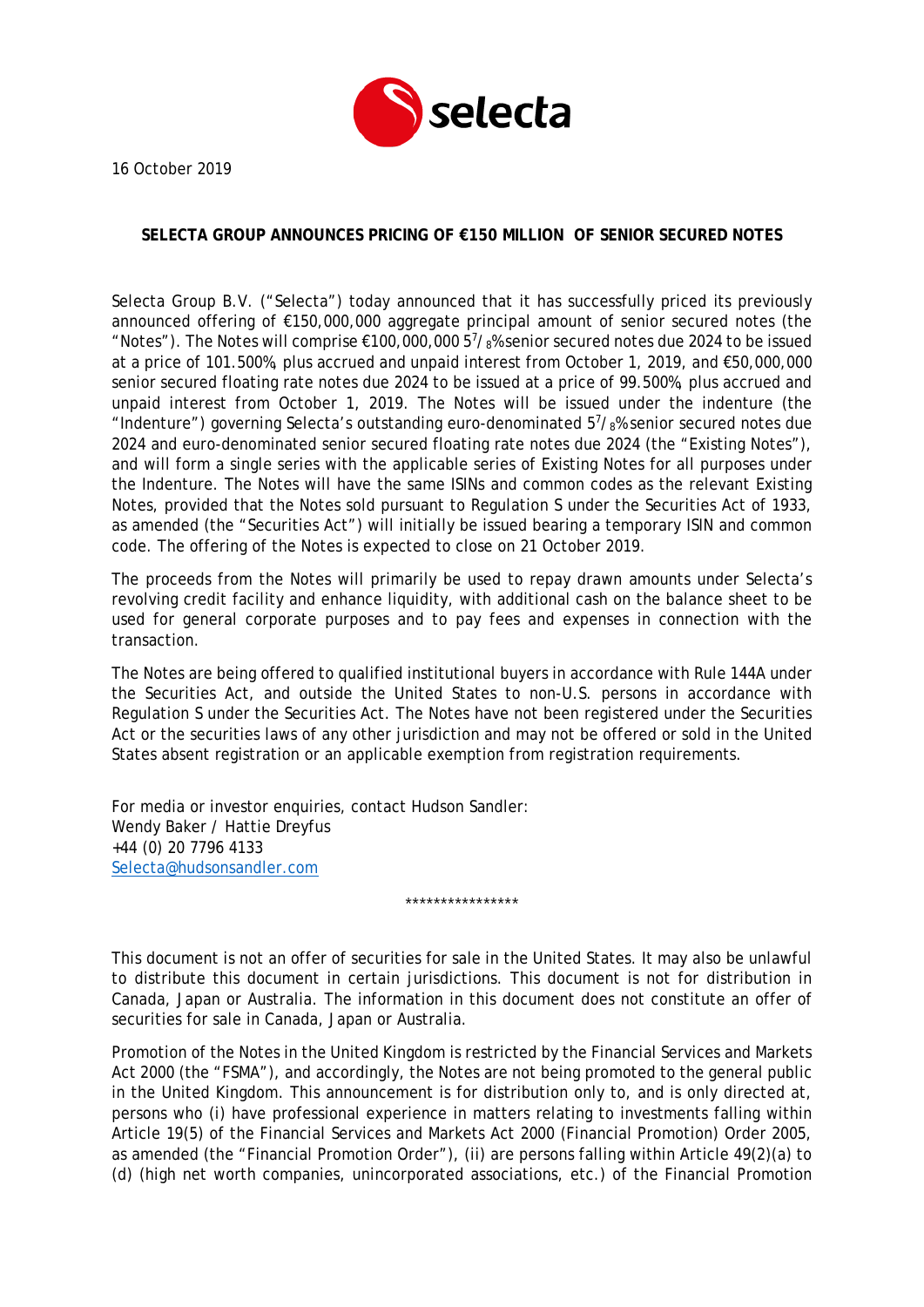16 October 2019

**SELECTA GROUP ANNOUNCES PRICING OF €150 MILLION OF SENIOR SECURED NOTES**

Selecta Group B.V. ("Selecta") today announced that it has successfully priced its previously announced offering of €150,000,000 aggregate principal amount of senior secured notes (the "Notes"). The Notes will comprise €100,000,000 $5^7/_8$% senior secured notes due 2024 to be issued at a price of 101.500%, plus accrued and unpaid interest from October 1, 2019, and €50,000,000 senior secured floating rate notes due 2024 to be issued at a price of 99.500%, plus accrued and unpaid interest from October 1, 2019. The Notes will be issued under the indenture (the "Indenture") governing Selecta's outstanding euro-denominated $5^7/_8$% senior secured notes due 2024 and euro-denominated senior secured floating rate notes due 2024 (the "Existing Notes"), and will form a single series with the applicable series of Existing Notes for all purposes under the Indenture. The Notes will have the same ISINs and common codes as the relevant Existing Notes, provided that the Notes sold pursuant to Regulation S under the Securities Act of 1933, as amended (the "Securities Act") will initially be issued bearing a temporary ISIN and common code. The offering of the Notes is expected to close on 21 October 2019.

The proceeds from the Notes will primarily be used to repay drawn amounts under Selecta's revolving credit facility and enhance liquidity, with additional cash on the balance sheet to be used for general corporate purposes and to pay fees and expenses in connection with the transaction.

The Notes are being offered to qualified institutional buyers in accordance with Rule 144A under the Securities Act, and outside the United States to non-U.S. persons in accordance with Regulation S under the Securities Act. The Notes have not been registered under the Securities Act or the securities laws of any other jurisdiction and may not be offered or sold in the United States absent registration or an applicable exemption from registration requirements.

For media or investor enquiries, contact Hudson Sandler:
Wendy Baker / Hattie Dreyfus
+44 (0) 20 7796 4133
Selecta@hudsonsandler.com

****************

This document is not an offer of securities for sale in the United States. It may also be unlawful to distribute this document in certain jurisdictions. This document is not for distribution in Canada, Japan or Australia. The information in this document does not constitute an offer of securities for sale in Canada, Japan or Australia.

Promotion of the Notes in the United Kingdom is restricted by the Financial Services and Markets Act 2000 (the "FSMA"), and accordingly, the Notes are not being promoted to the general public in the United Kingdom. This announcement is for distribution only to, and is only directed at, persons who (i) have professional experience in matters relating to investments falling within Article 19(5) of the Financial Services and Markets Act 2000 (Financial Promotion) Order 2005, as amended (the "Financial Promotion Order"), (ii) are persons falling within Article 49(2)(a) to (d) (high net worth companies, unincorporated associations, etc.) of the Financial Promotion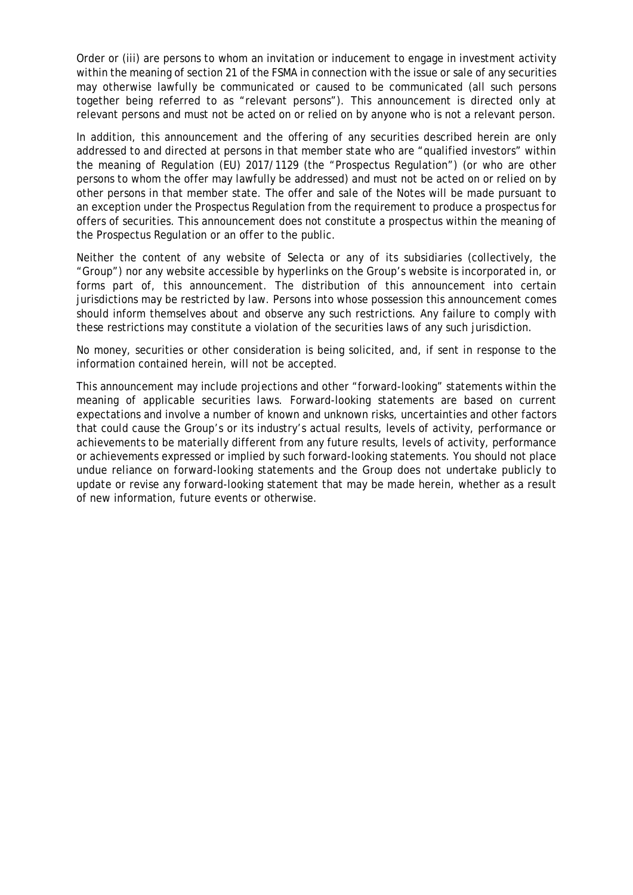Order or (iii) are persons to whom an invitation or inducement to engage in investment activity within the meaning of section 21 of the FSMA in connection with the issue or sale of any securities may otherwise lawfully be communicated or caused to be communicated (all such persons together being referred to as "relevant persons"). This announcement is directed only at relevant persons and must not be acted on or relied on by anyone who is not a relevant person.

In addition, this announcement and the offering of any securities described herein are only addressed to and directed at persons in that member state who are "qualified investors" within the meaning of Regulation (EU) 2017/1129 (the "Prospectus Regulation") (or who are other persons to whom the offer may lawfully be addressed) and must not be acted on or relied on by other persons in that member state. The offer and sale of the Notes will be made pursuant to an exception under the Prospectus Regulation from the requirement to produce a prospectus for offers of securities. This announcement does not constitute a prospectus within the meaning of the Prospectus Regulation or an offer to the public.

Neither the content of any website of Selecta or any of its subsidiaries (collectively, the "Group") nor any website accessible by hyperlinks on the Group's website is incorporated in, or forms part of, this announcement. The distribution of this announcement into certain jurisdictions may be restricted by law. Persons into whose possession this announcement comes should inform themselves about and observe any such restrictions. Any failure to comply with these restrictions may constitute a violation of the securities laws of any such jurisdiction.

No money, securities or other consideration is being solicited, and, if sent in response to the information contained herein, will not be accepted.

This announcement may include projections and other "forward-looking" statements within the meaning of applicable securities laws. Forward-looking statements are based on current expectations and involve a number of known and unknown risks, uncertainties and other factors that could cause the Group's or its industry's actual results, levels of activity, performance or achievements to be materially different from any future results, levels of activity, performance or achievements expressed or implied by such forward-looking statements. You should not place undue reliance on forward-looking statements and the Group does not undertake publicly to update or revise any forward-looking statement that may be made herein, whether as a result of new information, future events or otherwise.